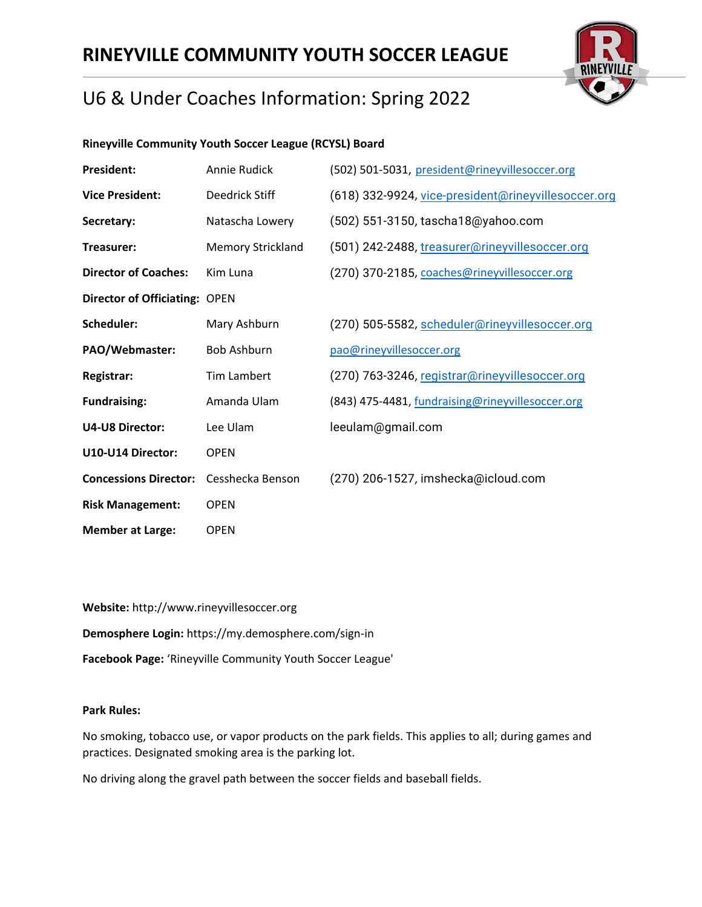# RINEYVILLE COMMUNITY YOUTH SOCCER LEAGUE

## U6 & Under Coaches Information: Spring 2022

**Rineyville Community Youth Soccer League (RCYSL) Board**

| | | |
|---|---|---|
| **President:** | Annie Rudick | (502) 501-5031, president@rineyvillesoccer.org |
| **Vice President:** | Deedrick Stiff | (618) 332-9924, vice-president@rineyvillesoccer.org |
| **Secretary:** | Natascha Lowery | (502) 551-3150, tascha18@yahoo.com |
| **Treasurer:** | Memory Strickland | (501) 242-2488, treasurer@rineyvillesoccer.org |
| **Director of Coaches:** | Kim Luna | (270) 370-2185, coaches@rineyvillesoccer.org |
| **Director of Officiating:** | OPEN | |
| **Scheduler:** | Mary Ashburn | (270) 505-5582, scheduler@rineyvillesoccer.org |
| **PAO/Webmaster:** | Bob Ashburn | pao@rineyvillesoccer.org |
| **Registrar:** | Tim Lambert | (270) 763-3246, registrar@rineyvillesoccer.org |
| **Fundraising:** | Amanda Ulam | (843) 475-4481, fundraising@rineyvillesoccer.org |
| **U4-U8 Director:** | Lee Ulam | leeulam@gmail.com |
| **U10-U14 Director:** | OPEN | |
| **Concessions Director:** | Cesshecka Benson | (270) 206-1527, imshecka@icloud.com |
| **Risk Management:** | OPEN | |
| **Member at Large:** | OPEN | |

**Website:** http://www.rineyvillesoccer.org

**Demosphere Login:** https://my.demosphere.com/sign-in

**Facebook Page:** 'Rineyville Community Youth Soccer League'

**Park Rules:**

No smoking, tobacco use, or vapor products on the park fields. This applies to all; during games and practices. Designated smoking area is the parking lot.

No driving along the gravel path between the soccer fields and baseball fields.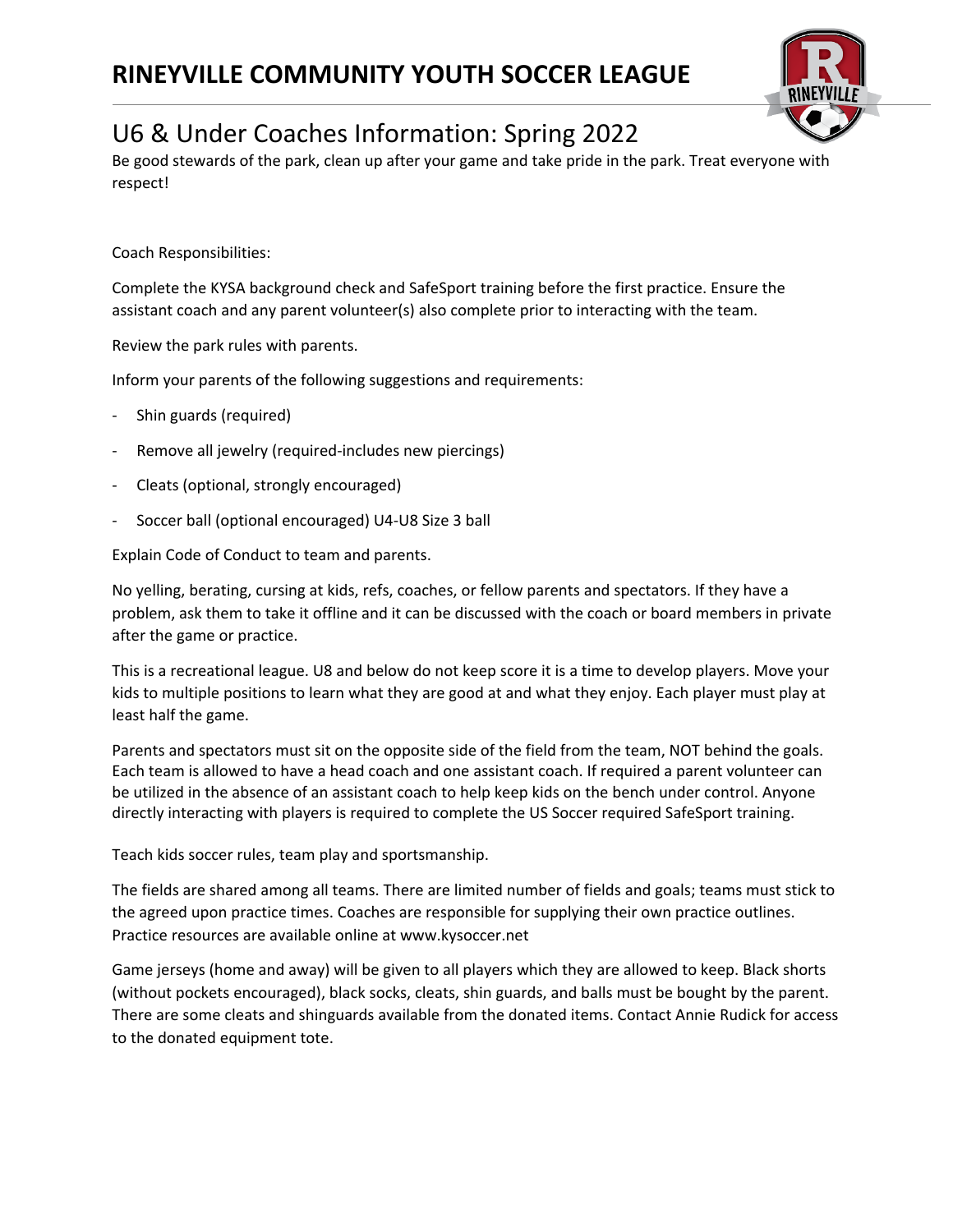# RINEYVILLE COMMUNITY YOUTH SOCCER LEAGUE

## U6 & Under Coaches Information: Spring 2022

Be good stewards of the park, clean up after your game and take pride in the park. Treat everyone with respect!

Coach Responsibilities:

Complete the KYSA background check and SafeSport training before the first practice. Ensure the assistant coach and any parent volunteer(s) also complete prior to interacting with the team.

Review the park rules with parents.

Inform your parents of the following suggestions and requirements:

- Shin guards (required)
- Remove all jewelry (required-includes new piercings)
- Cleats (optional, strongly encouraged)
- Soccer ball (optional encouraged) U4-U8 Size 3 ball

Explain Code of Conduct to team and parents.

No yelling, berating, cursing at kids, refs, coaches, or fellow parents and spectators. If they have a problem, ask them to take it offline and it can be discussed with the coach or board members in private after the game or practice.

This is a recreational league. U8 and below do not keep score it is a time to develop players. Move your kids to multiple positions to learn what they are good at and what they enjoy. Each player must play at least half the game.

Parents and spectators must sit on the opposite side of the field from the team, NOT behind the goals. Each team is allowed to have a head coach and one assistant coach. If required a parent volunteer can be utilized in the absence of an assistant coach to help keep kids on the bench under control. Anyone directly interacting with players is required to complete the US Soccer required SafeSport training.

Teach kids soccer rules, team play and sportsmanship.

The fields are shared among all teams. There are limited number of fields and goals; teams must stick to the agreed upon practice times. Coaches are responsible for supplying their own practice outlines. Practice resources are available online at www.kysoccer.net

Game jerseys (home and away) will be given to all players which they are allowed to keep. Black shorts (without pockets encouraged), black socks, cleats, shin guards, and balls must be bought by the parent. There are some cleats and shinguards available from the donated items. Contact Annie Rudick for access to the donated equipment tote.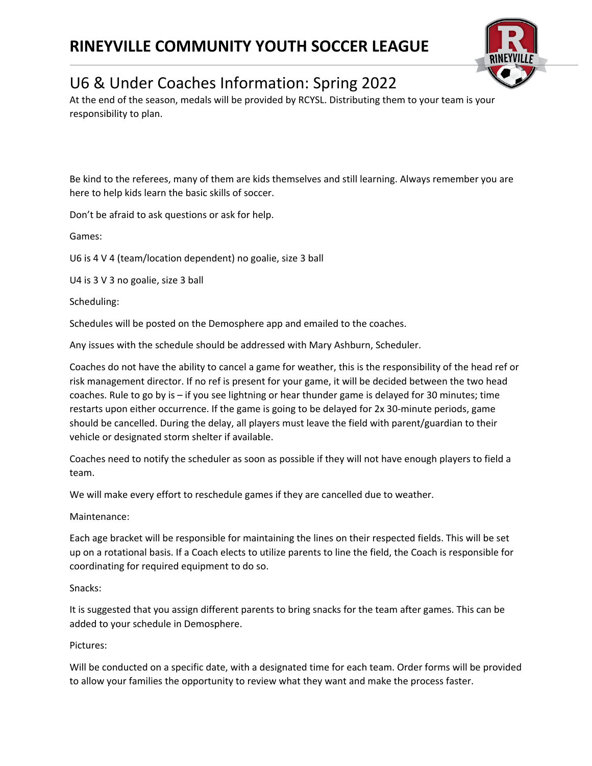# RINEYVILLE COMMUNITY YOUTH SOCCER LEAGUE

## U6 & Under Coaches Information: Spring 2022

At the end of the season, medals will be provided by RCYSL. Distributing them to your team is your responsibility to plan.

Be kind to the referees, many of them are kids themselves and still learning. Always remember you are here to help kids learn the basic skills of soccer.

Don't be afraid to ask questions or ask for help.

Games:

U6 is 4 V 4 (team/location dependent) no goalie, size 3 ball

U4 is 3 V 3 no goalie, size 3 ball

Scheduling:

Schedules will be posted on the Demosphere app and emailed to the coaches.

Any issues with the schedule should be addressed with Mary Ashburn, Scheduler.

Coaches do not have the ability to cancel a game for weather, this is the responsibility of the head ref or risk management director. If no ref is present for your game, it will be decided between the two head coaches. Rule to go by is – if you see lightning or hear thunder game is delayed for 30 minutes; time restarts upon either occurrence. If the game is going to be delayed for 2x 30-minute periods, game should be cancelled. During the delay, all players must leave the field with parent/guardian to their vehicle or designated storm shelter if available.

Coaches need to notify the scheduler as soon as possible if they will not have enough players to field a team.

We will make every effort to reschedule games if they are cancelled due to weather.

Maintenance:

Each age bracket will be responsible for maintaining the lines on their respected fields. This will be set up on a rotational basis. If a Coach elects to utilize parents to line the field, the Coach is responsible for coordinating for required equipment to do so.

Snacks:

It is suggested that you assign different parents to bring snacks for the team after games. This can be added to your schedule in Demosphere.

Pictures:

Will be conducted on a specific date, with a designated time for each team. Order forms will be provided to allow your families the opportunity to review what they want and make the process faster.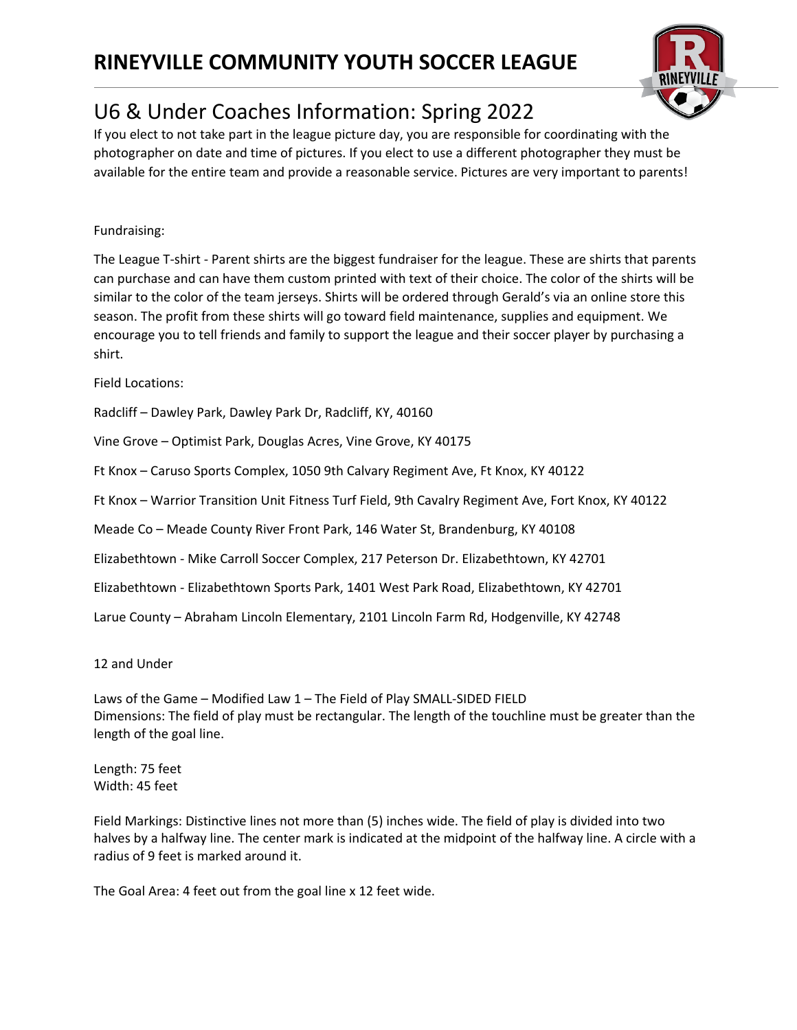# RINEYVILLE COMMUNITY YOUTH SOCCER LEAGUE

## U6 & Under Coaches Information: Spring 2022

If you elect to not take part in the league picture day, you are responsible for coordinating with the photographer on date and time of pictures. If you elect to use a different photographer they must be available for the entire team and provide a reasonable service. Pictures are very important to parents!

Fundraising:

The League T-shirt - Parent shirts are the biggest fundraiser for the league. These are shirts that parents can purchase and can have them custom printed with text of their choice. The color of the shirts will be similar to the color of the team jerseys. Shirts will be ordered through Gerald's via an online store this season. The profit from these shirts will go toward field maintenance, supplies and equipment. We encourage you to tell friends and family to support the league and their soccer player by purchasing a shirt.

Field Locations:

Radcliff – Dawley Park, Dawley Park Dr, Radcliff, KY, 40160

Vine Grove – Optimist Park, Douglas Acres, Vine Grove, KY 40175

Ft Knox – Caruso Sports Complex, 1050 9th Calvary Regiment Ave, Ft Knox, KY 40122

Ft Knox – Warrior Transition Unit Fitness Turf Field, 9th Cavalry Regiment Ave, Fort Knox, KY 40122

Meade Co – Meade County River Front Park, 146 Water St, Brandenburg, KY 40108

Elizabethtown - Mike Carroll Soccer Complex, 217 Peterson Dr. Elizabethtown, KY 42701

Elizabethtown - Elizabethtown Sports Park, 1401 West Park Road, Elizabethtown, KY 42701

Larue County – Abraham Lincoln Elementary, 2101 Lincoln Farm Rd, Hodgenville, KY 42748

12 and Under

Laws of the Game – Modified Law 1 – The Field of Play SMALL-SIDED FIELD
Dimensions: The field of play must be rectangular. The length of the touchline must be greater than the length of the goal line.

Length: 75 feet
Width: 45 feet

Field Markings: Distinctive lines not more than (5) inches wide. The field of play is divided into two halves by a halfway line. The center mark is indicated at the midpoint of the halfway line. A circle with a radius of 9 feet is marked around it.

The Goal Area: 4 feet out from the goal line x 12 feet wide.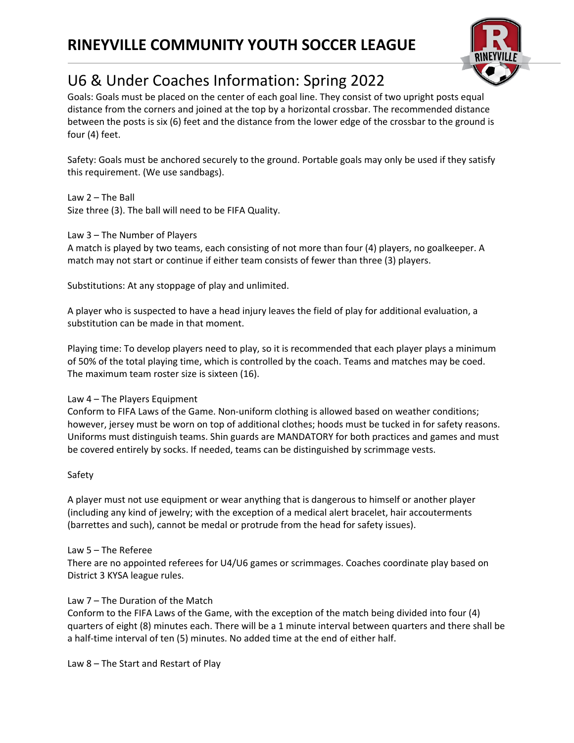# RINEYVILLE COMMUNITY YOUTH SOCCER LEAGUE

## U6 & Under Coaches Information: Spring 2022

Goals: Goals must be placed on the center of each goal line. They consist of two upright posts equal distance from the corners and joined at the top by a horizontal crossbar. The recommended distance between the posts is six (6) feet and the distance from the lower edge of the crossbar to the ground is four (4) feet.

Safety: Goals must be anchored securely to the ground. Portable goals may only be used if they satisfy this requirement. (We use sandbags).

Law 2 – The Ball
Size three (3). The ball will need to be FIFA Quality.

Law 3 – The Number of Players
A match is played by two teams, each consisting of not more than four (4) players, no goalkeeper. A match may not start or continue if either team consists of fewer than three (3) players.

Substitutions: At any stoppage of play and unlimited.

A player who is suspected to have a head injury leaves the field of play for additional evaluation, a substitution can be made in that moment.

Playing time: To develop players need to play, so it is recommended that each player plays a minimum of 50% of the total playing time, which is controlled by the coach. Teams and matches may be coed. The maximum team roster size is sixteen (16).

Law 4 – The Players Equipment
Conform to FIFA Laws of the Game. Non-uniform clothing is allowed based on weather conditions; however, jersey must be worn on top of additional clothes; hoods must be tucked in for safety reasons. Uniforms must distinguish teams. Shin guards are MANDATORY for both practices and games and must be covered entirely by socks. If needed, teams can be distinguished by scrimmage vests.

Safety

A player must not use equipment or wear anything that is dangerous to himself or another player (including any kind of jewelry; with the exception of a medical alert bracelet, hair accouterments (barrettes and such), cannot be medal or protrude from the head for safety issues).

Law 5 – The Referee
There are no appointed referees for U4/U6 games or scrimmages. Coaches coordinate play based on District 3 KYSA league rules.

Law 7 – The Duration of the Match
Conform to the FIFA Laws of the Game, with the exception of the match being divided into four (4) quarters of eight (8) minutes each. There will be a 1 minute interval between quarters and there shall be a half-time interval of ten (5) minutes. No added time at the end of either half.

Law 8 – The Start and Restart of Play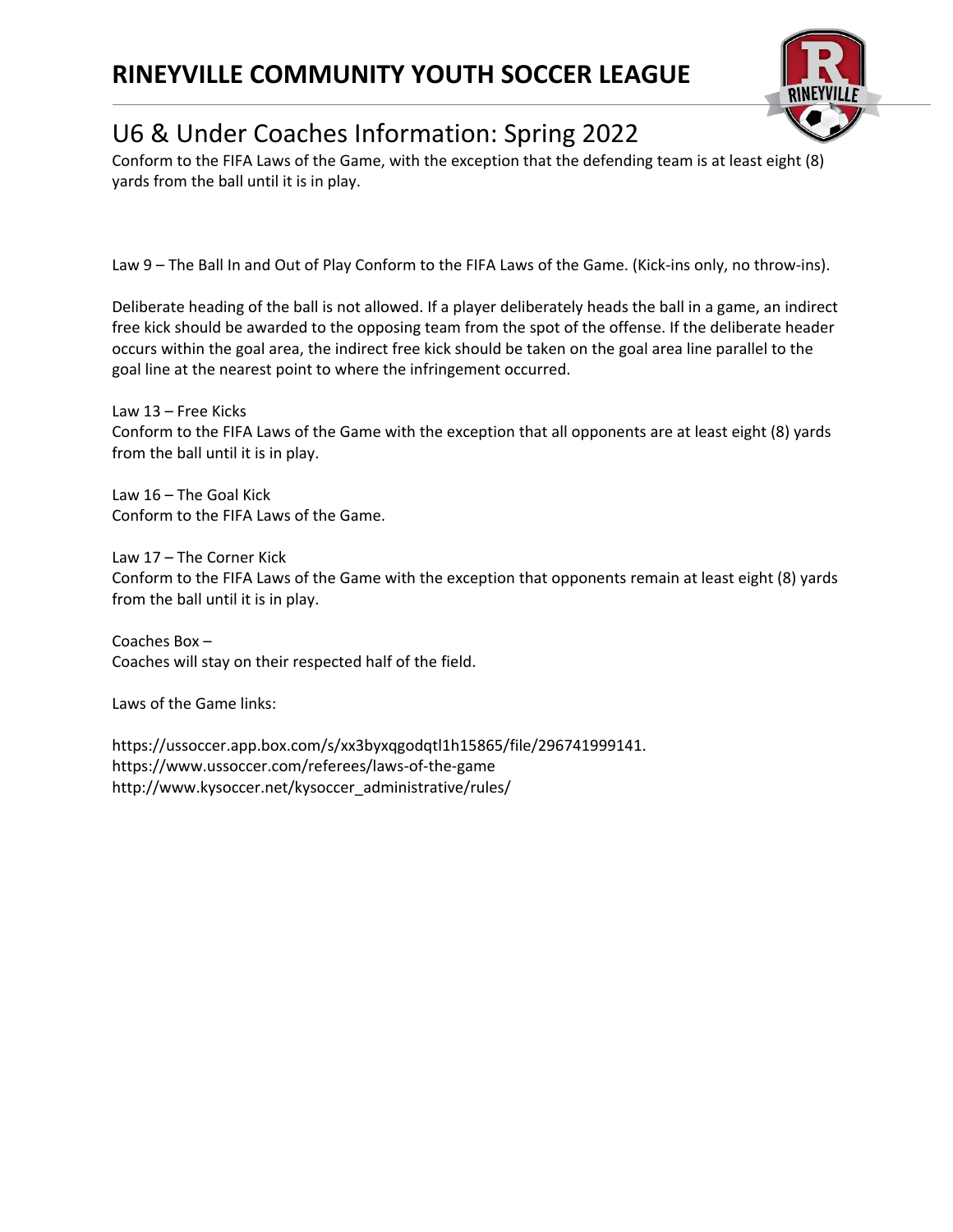# RINEYVILLE COMMUNITY YOUTH SOCCER LEAGUE

## U6 & Under Coaches Information: Spring 2022

Conform to the FIFA Laws of the Game, with the exception that the defending team is at least eight (8) yards from the ball until it is in play.

Law 9 – The Ball In and Out of Play Conform to the FIFA Laws of the Game. (Kick-ins only, no throw-ins).

Deliberate heading of the ball is not allowed. If a player deliberately heads the ball in a game, an indirect free kick should be awarded to the opposing team from the spot of the offense. If the deliberate header occurs within the goal area, the indirect free kick should be taken on the goal area line parallel to the goal line at the nearest point to where the infringement occurred.

Law 13 – Free Kicks
Conform to the FIFA Laws of the Game with the exception that all opponents are at least eight (8) yards from the ball until it is in play.

Law 16 – The Goal Kick
Conform to the FIFA Laws of the Game.

Law 17 – The Corner Kick
Conform to the FIFA Laws of the Game with the exception that opponents remain at least eight (8) yards from the ball until it is in play.

Coaches Box –
Coaches will stay on their respected half of the field.

Laws of the Game links:

https://ussoccer.app.box.com/s/xx3byxqgodqtl1h15865/file/296741999141.
https://www.ussoccer.com/referees/laws-of-the-game
http://www.kysoccer.net/kysoccer_administrative/rules/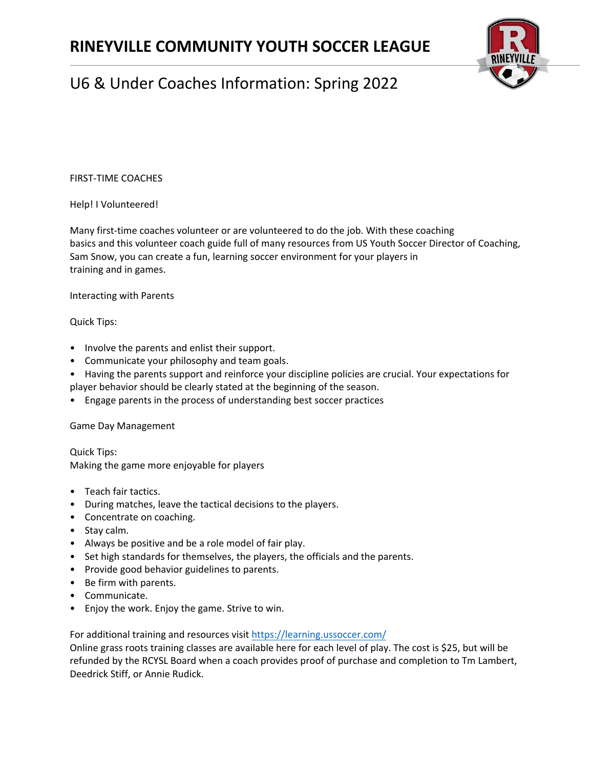# RINEYVILLE COMMUNITY YOUTH SOCCER LEAGUE

## U6 & Under Coaches Information: Spring 2022

FIRST-TIME COACHES

Help! I Volunteered!

Many first-time coaches volunteer or are volunteered to do the job. With these coaching basics and this volunteer coach guide full of many resources from US Youth Soccer Director of Coaching, Sam Snow, you can create a fun, learning soccer environment for your players in training and in games.

Interacting with Parents

Quick Tips:

- Involve the parents and enlist their support.
- Communicate your philosophy and team goals.
- Having the parents support and reinforce your discipline policies are crucial. Your expectations for player behavior should be clearly stated at the beginning of the season.
- Engage parents in the process of understanding best soccer practices

Game Day Management

Quick Tips:
Making the game more enjoyable for players

- Teach fair tactics.
- During matches, leave the tactical decisions to the players.
- Concentrate on coaching.
- Stay calm.
- Always be positive and be a role model of fair play.
- Set high standards for themselves, the players, the officials and the parents.
- Provide good behavior guidelines to parents.
- Be firm with parents.
- Communicate.
- Enjoy the work. Enjoy the game. Strive to win.

For additional training and resources visit https://learning.ussoccer.com/
Online grass roots training classes are available here for each level of play. The cost is $25, but will be refunded by the RCYSL Board when a coach provides proof of purchase and completion to Tm Lambert, Deedrick Stiff, or Annie Rudick.